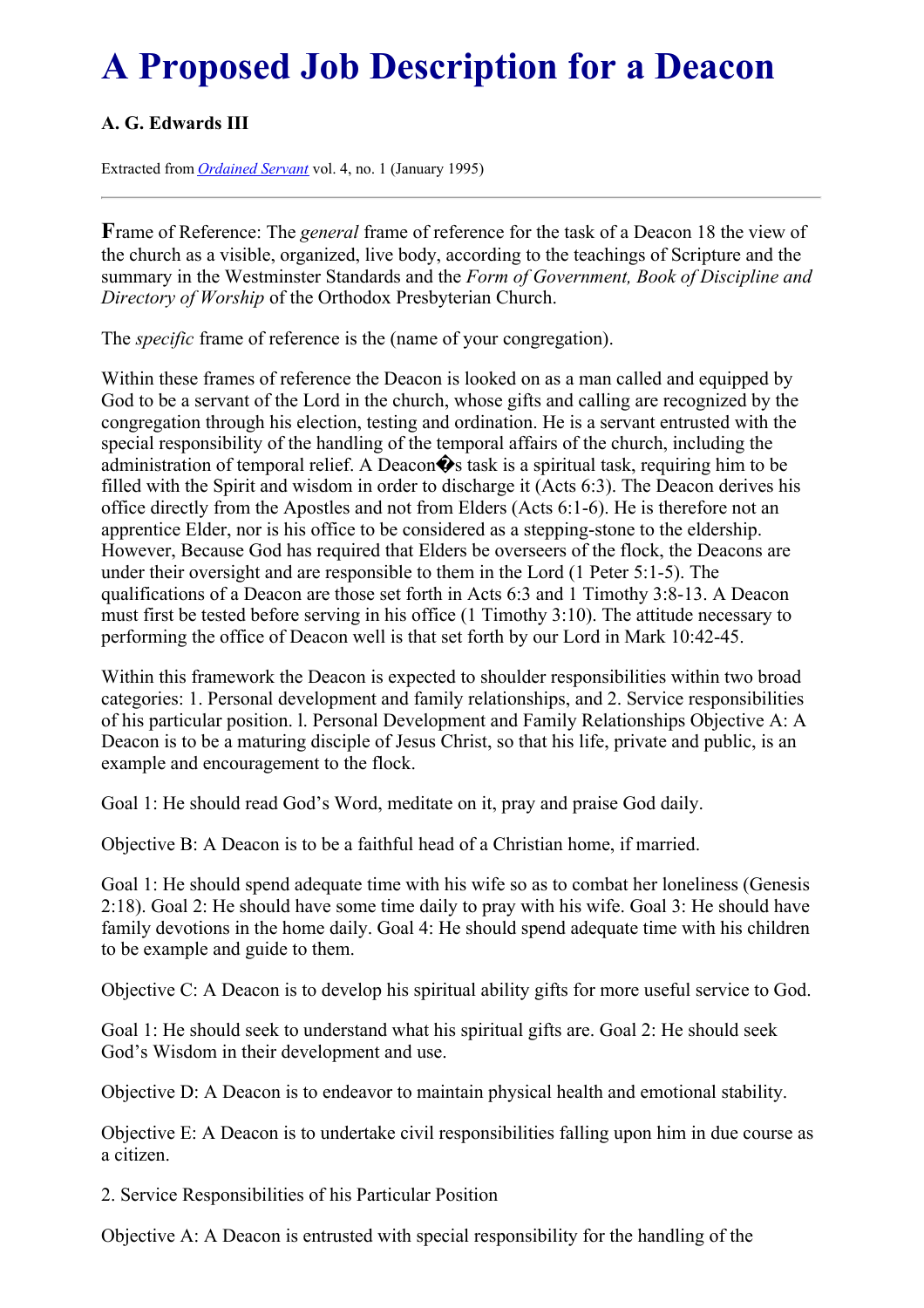# A Proposed Job Description for a Deacon

**A. G. Edwards III**

Extracted from *Ordained Servant* vol. 4, no. 1 (January 1995)

---

**F**rame of Reference: The *general* frame of reference for the task of a Deacon 18 the view of the church as a visible, organized, live body, according to the teachings of Scripture and the summary in the Westminster Standards and the *Form of Government, Book of Discipline and Directory of Worship* of the Orthodox Presbyterian Church.

The *specific* frame of reference is the (name of your congregation).

Within these frames of reference the Deacon is looked on as a man called and equipped by God to be a servant of the Lord in the church, whose gifts and calling are recognized by the congregation through his election, testing and ordination. He is a servant entrusted with the special responsibility of the handling of the temporal affairs of the church, including the administration of temporal relief. A Deacon�s task is a spiritual task, requiring him to be filled with the Spirit and wisdom in order to discharge it (Acts 6:3). The Deacon derives his office directly from the Apostles and not from Elders (Acts 6:1-6). He is therefore not an apprentice Elder, nor is his office to be considered as a stepping-stone to the eldership. However, Because God has required that Elders be overseers of the flock, the Deacons are under their oversight and are responsible to them in the Lord (1 Peter 5:1-5). The qualifications of a Deacon are those set forth in Acts 6:3 and 1 Timothy 3:8-13. A Deacon must first be tested before serving in his office (1 Timothy 3:10). The attitude necessary to performing the office of Deacon well is that set forth by our Lord in Mark 10:42-45.

Within this framework the Deacon is expected to shoulder responsibilities within two broad categories: 1. Personal development and family relationships, and 2. Service responsibilities of his particular position. l. Personal Development and Family Relationships Objective A: A Deacon is to be a maturing disciple of Jesus Christ, so that his life, private and public, is an example and encouragement to the flock.

Goal 1: He should read God's Word, meditate on it, pray and praise God daily.

Objective B: A Deacon is to be a faithful head of a Christian home, if married.

Goal 1: He should spend adequate time with his wife so as to combat her loneliness (Genesis 2:18). Goal 2: He should have some time daily to pray with his wife. Goal 3: He should have family devotions in the home daily. Goal 4: He should spend adequate time with his children to be example and guide to them.

Objective C: A Deacon is to develop his spiritual ability gifts for more useful service to God.

Goal 1: He should seek to understand what his spiritual gifts are. Goal 2: He should seek God's Wisdom in their development and use.

Objective D: A Deacon is to endeavor to maintain physical health and emotional stability.

Objective E: A Deacon is to undertake civil responsibilities falling upon him in due course as a citizen.

2. Service Responsibilities of his Particular Position

Objective A: A Deacon is entrusted with special responsibility for the handling of the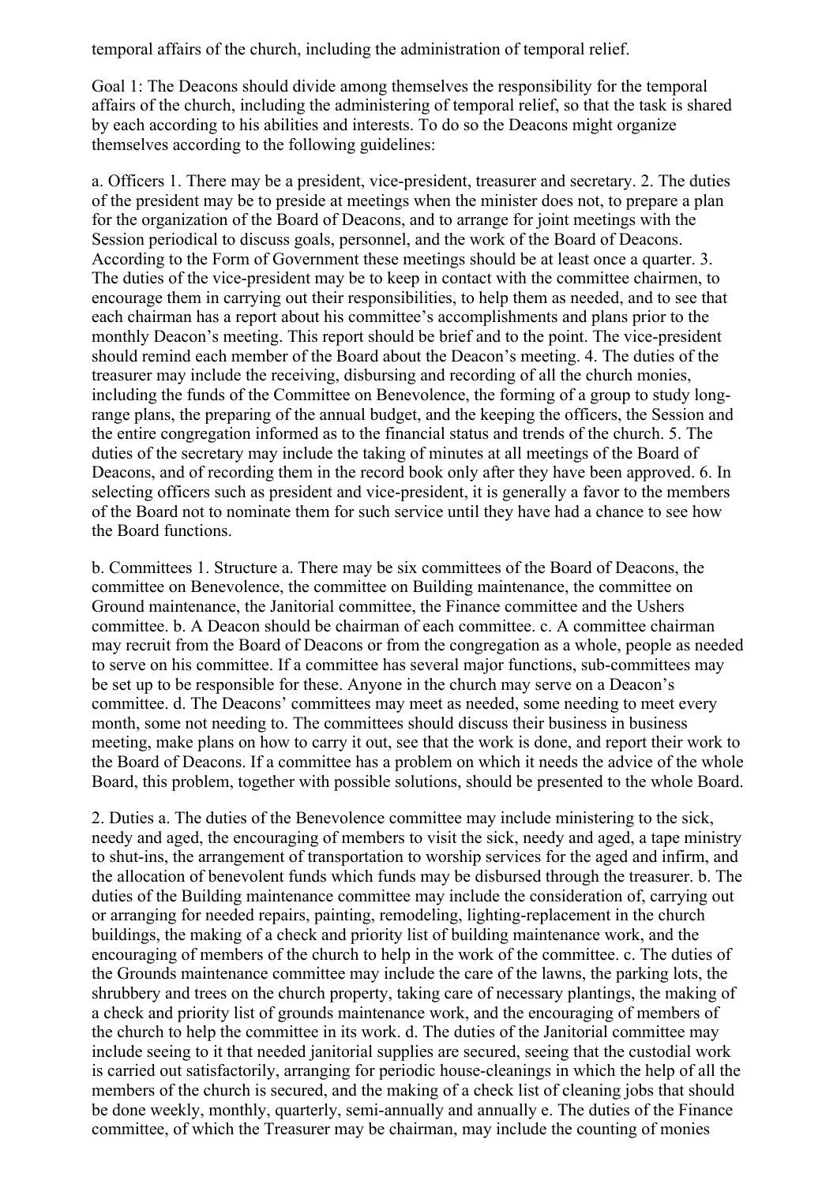temporal affairs of the church, including the administration of temporal relief.

Goal 1: The Deacons should divide among themselves the responsibility for the temporal affairs of the church, including the administering of temporal relief, so that the task is shared by each according to his abilities and interests. To do so the Deacons might organize themselves according to the following guidelines:

a. Officers 1. There may be a president, vice-president, treasurer and secretary. 2. The duties of the president may be to preside at meetings when the minister does not, to prepare a plan for the organization of the Board of Deacons, and to arrange for joint meetings with the Session periodical to discuss goals, personnel, and the work of the Board of Deacons. According to the Form of Government these meetings should be at least once a quarter. 3. The duties of the vice-president may be to keep in contact with the committee chairmen, to encourage them in carrying out their responsibilities, to help them as needed, and to see that each chairman has a report about his committee's accomplishments and plans prior to the monthly Deacon's meeting. This report should be brief and to the point. The vice-president should remind each member of the Board about the Deacon's meeting. 4. The duties of the treasurer may include the receiving, disbursing and recording of all the church monies, including the funds of the Committee on Benevolence, the forming of a group to study long-range plans, the preparing of the annual budget, and the keeping the officers, the Session and the entire congregation informed as to the financial status and trends of the church. 5. The duties of the secretary may include the taking of minutes at all meetings of the Board of Deacons, and of recording them in the record book only after they have been approved. 6. In selecting officers such as president and vice-president, it is generally a favor to the members of the Board not to nominate them for such service until they have had a chance to see how the Board functions.

b. Committees 1. Structure a. There may be six committees of the Board of Deacons, the committee on Benevolence, the committee on Building maintenance, the committee on Ground maintenance, the Janitorial committee, the Finance committee and the Ushers committee. b. A Deacon should be chairman of each committee. c. A committee chairman may recruit from the Board of Deacons or from the congregation as a whole, people as needed to serve on his committee. If a committee has several major functions, sub-committees may be set up to be responsible for these. Anyone in the church may serve on a Deacon's committee. d. The Deacons' committees may meet as needed, some needing to meet every month, some not needing to. The committees should discuss their business in business meeting, make plans on how to carry it out, see that the work is done, and report their work to the Board of Deacons. If a committee has a problem on which it needs the advice of the whole Board, this problem, together with possible solutions, should be presented to the whole Board.

2. Duties a. The duties of the Benevolence committee may include ministering to the sick, needy and aged, the encouraging of members to visit the sick, needy and aged, a tape ministry to shut-ins, the arrangement of transportation to worship services for the aged and infirm, and the allocation of benevolent funds which funds may be disbursed through the treasurer. b. The duties of the Building maintenance committee may include the consideration of, carrying out or arranging for needed repairs, painting, remodeling, lighting-replacement in the church buildings, the making of a check and priority list of building maintenance work, and the encouraging of members of the church to help in the work of the committee. c. The duties of the Grounds maintenance committee may include the care of the lawns, the parking lots, the shrubbery and trees on the church property, taking care of necessary plantings, the making of a check and priority list of grounds maintenance work, and the encouraging of members of the church to help the committee in its work. d. The duties of the Janitorial committee may include seeing to it that needed janitorial supplies are secured, seeing that the custodial work is carried out satisfactorily, arranging for periodic house-cleanings in which the help of all the members of the church is secured, and the making of a check list of cleaning jobs that should be done weekly, monthly, quarterly, semi-annually and annually e. The duties of the Finance committee, of which the Treasurer may be chairman, may include the counting of monies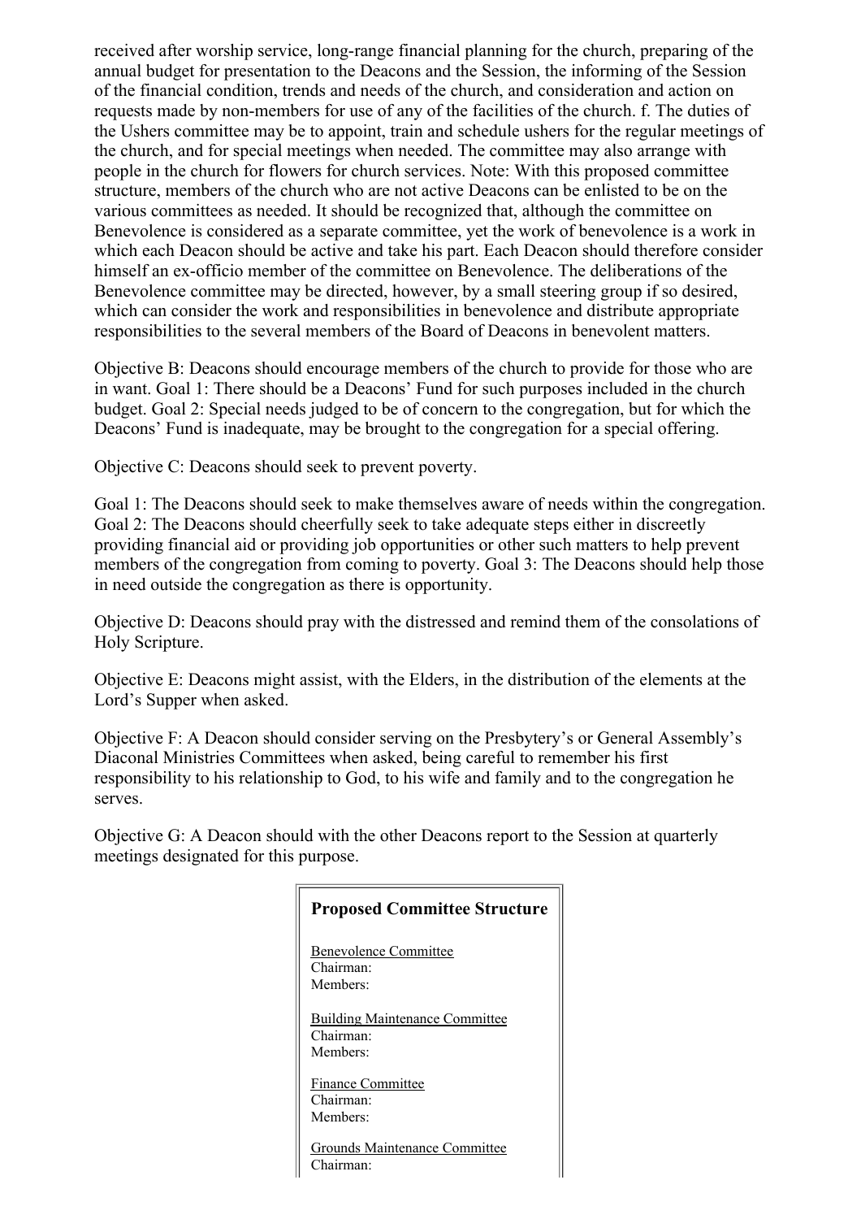received after worship service, long-range financial planning for the church, preparing of the annual budget for presentation to the Deacons and the Session, the informing of the Session of the financial condition, trends and needs of the church, and consideration and action on requests made by non-members for use of any of the facilities of the church. f. The duties of the Ushers committee may be to appoint, train and schedule ushers for the regular meetings of the church, and for special meetings when needed. The committee may also arrange with people in the church for flowers for church services. Note: With this proposed committee structure, members of the church who are not active Deacons can be enlisted to be on the various committees as needed. It should be recognized that, although the committee on Benevolence is considered as a separate committee, yet the work of benevolence is a work in which each Deacon should be active and take his part. Each Deacon should therefore consider himself an ex-officio member of the committee on Benevolence. The deliberations of the Benevolence committee may be directed, however, by a small steering group if so desired, which can consider the work and responsibilities in benevolence and distribute appropriate responsibilities to the several members of the Board of Deacons in benevolent matters.

Objective B: Deacons should encourage members of the church to provide for those who are in want. Goal 1: There should be a Deacons' Fund for such purposes included in the church budget. Goal 2: Special needs judged to be of concern to the congregation, but for which the Deacons' Fund is inadequate, may be brought to the congregation for a special offering.

Objective C: Deacons should seek to prevent poverty.

Goal 1: The Deacons should seek to make themselves aware of needs within the congregation. Goal 2: The Deacons should cheerfully seek to take adequate steps either in discreetly providing financial aid or providing job opportunities or other such matters to help prevent members of the congregation from coming to poverty. Goal 3: The Deacons should help those in need outside the congregation as there is opportunity.

Objective D: Deacons should pray with the distressed and remind them of the consolations of Holy Scripture.

Objective E: Deacons might assist, with the Elders, in the distribution of the elements at the Lord's Supper when asked.

Objective F: A Deacon should consider serving on the Presbytery's or General Assembly's Diaconal Ministries Committees when asked, being careful to remember his first responsibility to his relationship to God, to his wife and family and to the congregation he serves.

Objective G: A Deacon should with the other Deacons report to the Session at quarterly meetings designated for this purpose.

**Proposed Committee Structure**

<u>Benevolence Committee</u>
Chairman:
Members:

<u>Building Maintenance Committee</u>
Chairman:
Members:

<u>Finance Committee</u>
Chairman:
Members:

<u>Grounds Maintenance Committee</u>
Chairman: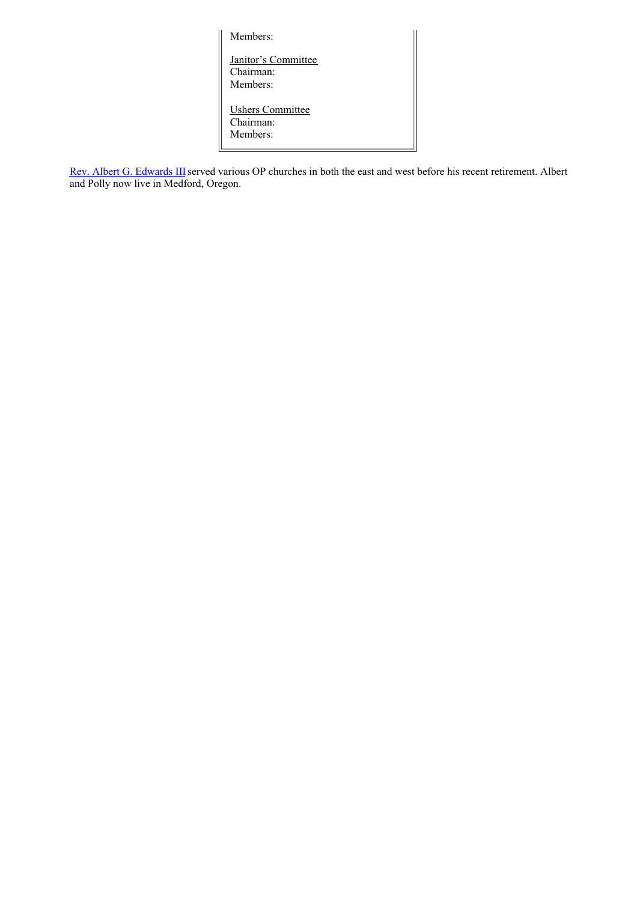Members:

<u>Janitor's Committee</u>
Chairman:
Members:

<u>Ushers Committee</u>
Chairman:
Members:

Rev. Albert G. Edwards III served various OP churches in both the east and west before his recent retirement. Albert and Polly now live in Medford, Oregon.